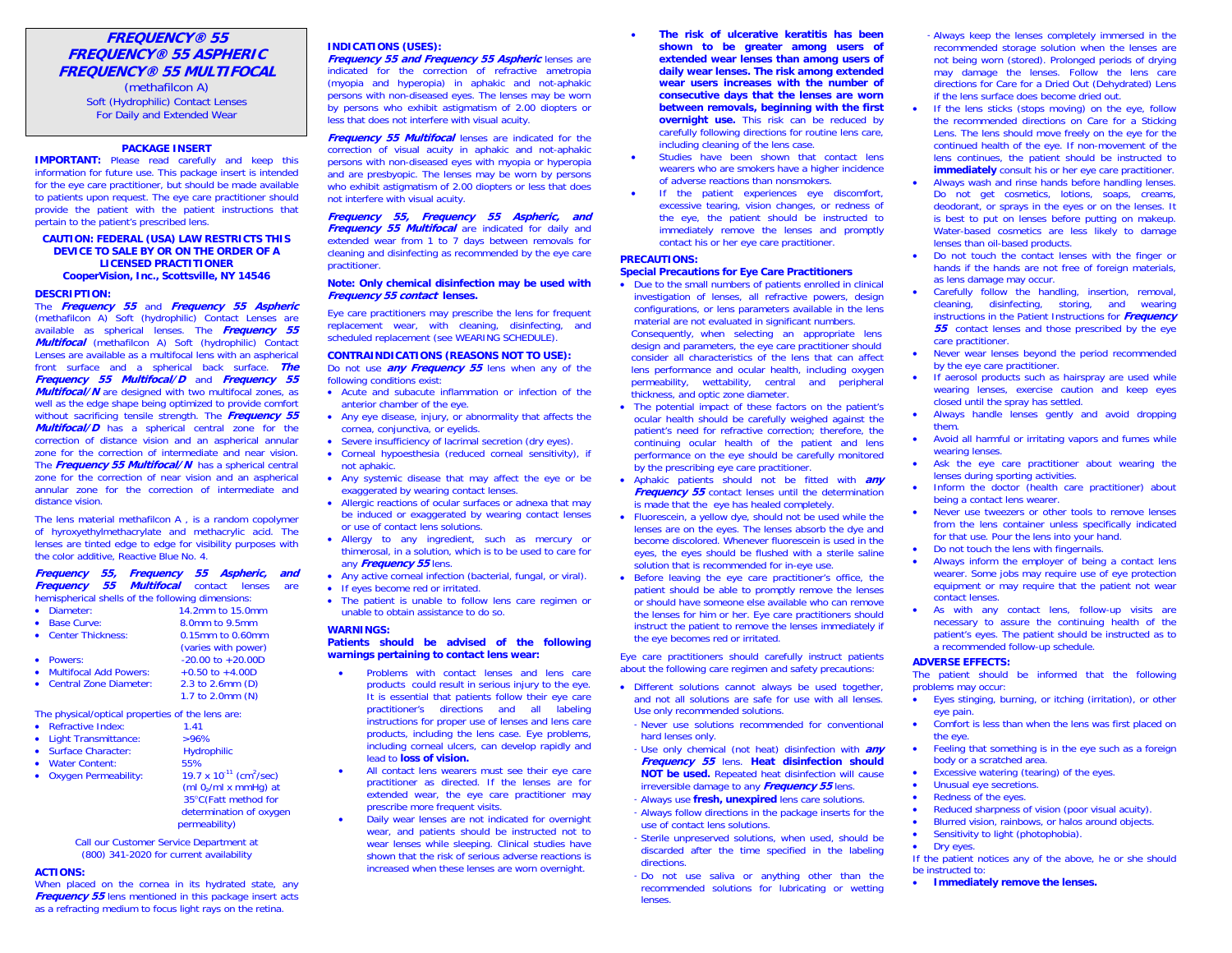# FREQUENCY® 55
# FREQUENCY® 55 ASPHERIC
# FREQUENCY® 55 MULTIFOCAL

(methafilcon A)
Soft (Hydrophilic) Contact Lenses
For Daily and Extended Wear

## PACKAGE INSERT

**IMPORTANT:** Please read carefully and keep this information for future use. This package insert is intended for the eye care practitioner, but should be made available to patients upon request. The eye care practitioner should provide the patient with the patient instructions that pertain to the patient's prescribed lens.

**CAUTION: FEDERAL (USA) LAW RESTRICTS THIS DEVICE TO SALE BY OR ON THE ORDER OF A LICENSED PRACTITIONER**
**CooperVision, Inc., Scottsville, NY 14546**

### DESCRIPTION:

The ***Frequency 55*** and ***Frequency 55 Aspheric*** (methafilcon A) Soft (hydrophilic) Contact Lenses are available as spherical lenses. The ***Frequency 55 Multifocal*** (methafilcon A) Soft (hydrophilic) Contact Lenses are available as a multifocal lens with an aspherical front surface and a spherical back surface. ***The Frequency 55 Multifocal/D*** and ***Frequency 55 Multifocal/N*** are designed with two multifocal zones, as well as the edge shape being optimized to provide comfort without sacrificing tensile strength. The ***Frequency 55 Multifocal/D*** has a spherical central zone for the correction of distance vision and an aspherical annular zone for the correction of intermediate and near vision. The ***Frequency 55 Multifocal/N*** has a spherical central zone for the correction of near vision and an aspherical annular zone for the correction of intermediate and distance vision.

The lens material methafilcon A , is a random copolymer of hyroxyethylmethacrylate and methacrylic acid. The lenses are tinted edge to edge for visibility purposes with the color additive, Reactive Blue No. 4.

***Frequency 55, Frequency 55 Aspheric, and Frequency 55 Multifocal*** contact lenses are hemispherical shells of the following dimensions:

- Diameter: 14.2mm to 15.0mm
- Base Curve: 8.0mm to 9.5mm
- Center Thickness: 0.15mm to 0.60mm (varies with power)
- Powers: -20.00 to +20.00D
- Multifocal Add Powers: +0.50 to +4.00D
- Central Zone Diameter: 2.3 to 2.6mm (D) 1.7 to 2.0mm (N)

The physical/optical properties of the lens are:

- Refractive Index: 1.41
- Light Transmittance: >96%
- Surface Character: Hydrophilic
- Water Content: 55%
- Oxygen Permeability: $19.7 \times 10^{11}$ ($cm^2$/sec) (ml $O_2$/ml x mmHg) at 35°C(Fatt method for determination of oxygen permeability)

Call our Customer Service Department at (800) 341-2020 for current availability

### ACTIONS:

When placed on the cornea in its hydrated state, any ***Frequency 55*** lens mentioned in this package insert acts as a refracting medium to focus light rays on the retina.

### INDICATIONS (USES):

***Frequency 55 and Frequency 55 Aspheric*** lenses are indicated for the correction of refractive ametropia (myopia and hyperopia) in aphakic and not-aphakic persons with non-diseased eyes. The lenses may be worn by persons who exhibit astigmatism of 2.00 diopters or less that does not interfere with visual acuity.

***Frequency 55 Multifocal*** lenses are indicated for the correction of visual acuity in aphakic and not-aphakic persons with non-diseased eyes with myopia or hyperopia and are presbyopic. The lenses may be worn by persons who exhibit astigmatism of 2.00 diopters or less that does not interfere with visual acuity.

***Frequency 55, Frequency 55 Aspheric, and Frequency 55 Multifocal*** are indicated for daily and extended wear from 1 to 7 days between removals for cleaning and disinfecting as recommended by the eye care practitioner.

**Note: Only chemical disinfection may be used with *Frequency 55 contact* lenses.**

Eye care practitioners may prescribe the lens for frequent replacement wear, with cleaning, disinfecting, and scheduled replacement (see WEARING SCHEDULE).

### CONTRAINDICATIONS (REASONS NOT TO USE):

Do not use ***any Frequency 55*** lens when any of the following conditions exist:

- Acute and subacute inflammation or infection of the anterior chamber of the eye.
- Any eye disease, injury, or abnormality that affects the cornea, conjunctiva, or eyelids.
- Severe insufficiency of lacrimal secretion (dry eyes).
- Corneal hypoesthesia (reduced corneal sensitivity), if not aphakic.
- Any systemic disease that may affect the eye or be exaggerated by wearing contact lenses.
- Allergic reactions of ocular surfaces or adnexa that may be induced or exaggerated by wearing contact lenses or use of contact lens solutions.
- Allergy to any ingredient, such as mercury or thimerosal, in a solution, which is to be used to care for any ***Frequency 55*** lens.
- Any active corneal infection (bacterial, fungal, or viral).
- If eyes become red or irritated.
- The patient is unable to follow lens care regimen or unable to obtain assistance to do so.

### WARNINGS:

**Patients should be advised of the following warnings pertaining to contact lens wear:**

- Problems with contact lenses and lens care products could result in serious injury to the eye. It is essential that patients follow their eye care practitioner's directions and all labeling instructions for proper use of lenses and lens care products, including the lens case. Eye problems, including corneal ulcers, can develop rapidly and lead to **loss of vision.**
- All contact lens wearers must see their eye care practitioner as directed. If the lenses are for extended wear, the eye care practitioner may prescribe more frequent visits.
- Daily wear lenses are not indicated for overnight wear, and patients should be instructed not to wear lenses while sleeping. Clinical studies have shown that the risk of serious adverse reactions is increased when these lenses are worn overnight.
- **The risk of ulcerative keratitis has been shown to be greater among users of extended wear lenses than among users of daily wear lenses. The risk among extended wear users increases with the number of consecutive days that the lenses are worn between removals, beginning with the first overnight use.** This risk can be reduced by carefully following directions for routine lens care, including cleaning of the lens case.
- Studies have been shown that contact lens wearers who are smokers have a higher incidence of adverse reactions than nonsmokers.
- If the patient experiences eye discomfort, excessive tearing, vision changes, or redness of the eye, the patient should be instructed to immediately remove the lenses and promptly contact his or her eye care practitioner.

### PRECAUTIONS:

**Special Precautions for Eye Care Practitioners**

- Due to the small numbers of patients enrolled in clinical investigation of lenses, all refractive powers, design configurations, or lens parameters available in the lens material are not evaluated in significant numbers. Consequently, when selecting an appropriate lens design and parameters, the eye care practitioner should consider all characteristics of the lens that can affect lens performance and ocular health, including oxygen permeability, wettability, central and peripheral thickness, and optic zone diameter.
- The potential impact of these factors on the patient's ocular health should be carefully weighed against the patient's need for refractive correction; therefore, the continuing ocular health of the patient and lens performance on the eye should be carefully monitored by the prescribing eye care practitioner.
- Aphakic patients should not be fitted with ***any Frequency 55*** contact lenses until the determination is made that the eye has healed completely.
- Fluorescein, a yellow dye, should not be used while the lenses are on the eyes. The lenses absorb the dye and become discolored. Whenever fluorescein is used in the eyes, the eyes should be flushed with a sterile saline solution that is recommended for in-eye use.
- Before leaving the eye care practitioner's office, the patient should be able to promptly remove the lenses or should have someone else available who can remove the lenses for him or her. Eye care practitioners should instruct the patient to remove the lenses immediately if the eye becomes red or irritated.

Eye care practitioners should carefully instruct patients about the following care regimen and safety precautions:

- Different solutions cannot always be used together, and not all solutions are safe for use with all lenses. Use only recommended solutions.
  - Never use solutions recommended for conventional hard lenses only.
  - Use only chemical (not heat) disinfection with ***any Frequency 55*** lens. **Heat disinfection should NOT be used.** Repeated heat disinfection will cause irreversible damage to any ***Frequency 55*** lens.
  - Always use **fresh, unexpired** lens care solutions.
  - Always follow directions in the package inserts for the use of contact lens solutions.
  - Sterile unpreserved solutions, when used, should be discarded after the time specified in the labeling directions.
  - Do not use saliva or anything other than the recommended solutions for lubricating or wetting lenses.
  - Always keep the lenses completely immersed in the recommended storage solution when the lenses are not being worn (stored). Prolonged periods of drying may damage the lenses. Follow the lens care directions for Care for a Dried Out (Dehydrated) Lens if the lens surface does become dried out.
- If the lens sticks (stops moving) on the eye, follow the recommended directions on Care for a Sticking Lens. The lens should move freely on the eye for the continued health of the eye. If non-movement of the lens continues, the patient should be instructed to **immediately** consult his or her eye care practitioner.
- Always wash and rinse hands before handling lenses. Do not get cosmetics, lotions, soaps, creams, deodorant, or sprays in the eyes or on the lenses. It is best to put on lenses before putting on makeup. Water-based cosmetics are less likely to damage lenses than oil-based products.
- Do not touch the contact lenses with the finger or hands if the hands are not free of foreign materials, as lens damage may occur.
- Carefully follow the handling, insertion, removal, cleaning, disinfecting, storing, and wearing instructions in the Patient Instructions for ***Frequency 55*** contact lenses and those prescribed by the eye care practitioner.
- Never wear lenses beyond the period recommended by the eye care practitioner.
- If aerosol products such as hairspray are used while wearing lenses, exercise caution and keep eyes closed until the spray has settled.
- Always handle lenses gently and avoid dropping them.
- Avoid all harmful or irritating vapors and fumes while wearing lenses.
- Ask the eye care practitioner about wearing the lenses during sporting activities.
- Inform the doctor (health care practitioner) about being a contact lens wearer.
- Never use tweezers or other tools to remove lenses from the lens container unless specifically indicated for that use. Pour the lens into your hand.
- Do not touch the lens with fingernails.
- Always inform the employer of being a contact lens wearer. Some jobs may require use of eye protection equipment or may require that the patient not wear contact lenses.
- As with any contact lens, follow-up visits are necessary to assure the continuing health of the patient's eyes. The patient should be instructed as to a recommended follow-up schedule.

### ADVERSE EFFECTS:

The patient should be informed that the following problems may occur:

- Eyes stinging, burning, or itching (irritation), or other eye pain.
- Comfort is less than when the lens was first placed on the eye.
- Feeling that something is in the eye such as a foreign body or a scratched area.
- Excessive watering (tearing) of the eyes.
- Unusual eye secretions.
- Redness of the eyes.
- Reduced sharpness of vision (poor visual acuity).
- Blurred vision, rainbows, or halos around objects.
- Sensitivity to light (photophobia).
- Dry eyes.

If the patient notices any of the above, he or she should be instructed to:

- **Immediately remove the lenses.**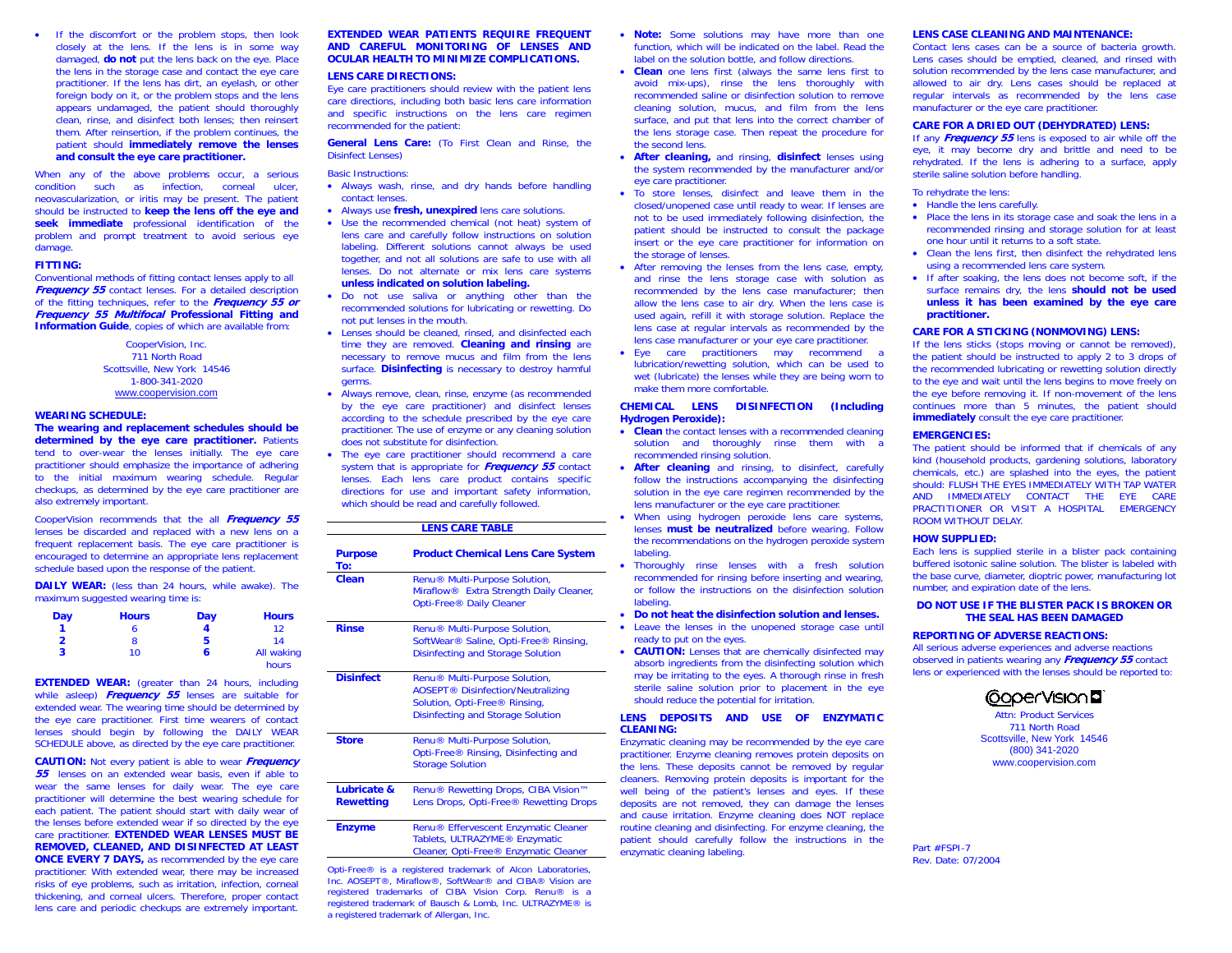- If the discomfort or the problem stops, then look closely at the lens. If the lens is in some way damaged, **do not** put the lens back on the eye. Place the lens in the storage case and contact the eye care practitioner. If the lens has dirt, an eyelash, or other foreign body on it, or the problem stops and the lens appears undamaged, the patient should thoroughly clean, rinse, and disinfect both lenses; then reinsert them. After reinsertion, if the problem continues, the patient should **immediately remove the lenses and consult the eye care practitioner.**

When any of the above problems occur, a serious condition such as infection, corneal ulcer, neovascularization, or iritis may be present. The patient should be instructed to **keep the lens off the eye and seek immediate** professional identification of the problem and prompt treatment to avoid serious eye damage.

## FITTING:

Conventional methods of fitting contact lenses apply to all ***Frequency 55*** contact lenses. For a detailed description of the fitting techniques, refer to the ***Frequency 55 or Frequency 55 Multifocal*** **Professional Fitting and Information Guide**, copies of which are available from:

CooperVision, Inc.
711 North Road
Scottsville, New York 14546
1-800-341-2020
www.coopervision.com

## WEARING SCHEDULE:

**The wearing and replacement schedules should be determined by the eye care practitioner.** Patients tend to over-wear the lenses initially. The eye care practitioner should emphasize the importance of adhering to the initial maximum wearing schedule. Regular checkups, as determined by the eye care practitioner are also extremely important.

CooperVision recommends that the all ***Frequency 55*** lenses be discarded and replaced with a new lens on a frequent replacement basis. The eye care practitioner is encouraged to determine an appropriate lens replacement schedule based upon the response of the patient.

**DAILY WEAR:** (less than 24 hours, while awake). The maximum suggested wearing time is:

| Day | Hours | Day | Hours |
|---|---|---|---|
| 1 | 6 | 4 | 12 |
| 2 | 8 | 5 | 14 |
| 3 | 10 | 6 | All waking hours |

**EXTENDED WEAR:** (greater than 24 hours, including while asleep) ***Frequency 55*** lenses are suitable for extended wear. The wearing time should be determined by the eye care practitioner. First time wearers of contact lenses should begin by following the DAILY WEAR SCHEDULE above, as directed by the eye care practitioner.

**CAUTION:** Not every patient is able to wear ***Frequency 55*** lenses on an extended wear basis, even if able to wear the same lenses for daily wear. The eye care practitioner will determine the best wearing schedule for each patient. The patient should start with daily wear of the lenses before extended wear if so directed by the eye care practitioner. **EXTENDED WEAR LENSES MUST BE REMOVED, CLEANED, AND DISINFECTED AT LEAST ONCE EVERY 7 DAYS,** as recommended by the eye care practitioner. With extended wear, there may be increased risks of eye problems, such as irritation, infection, corneal thickening, and corneal ulcers. Therefore, proper contact lens care and periodic checkups are extremely important.

**EXTENDED WEAR PATIENTS REQUIRE FREQUENT AND CAREFUL MONITORING OF LENSES AND OCULAR HEALTH TO MINIMIZE COMPLICATIONS.**

## LENS CARE DIRECTIONS:

Eye care practitioners should review with the patient lens care directions, including both basic lens care information and specific instructions on the lens care regimen recommended for the patient:

**General Lens Care:** (To First Clean and Rinse, the Disinfect Lenses)

Basic Instructions:

- Always wash, rinse, and dry hands before handling contact lenses.
- Always use **fresh, unexpired** lens care solutions.
- Use the recommended chemical (not heat) system of lens care and carefully follow instructions on solution labeling. Different solutions cannot always be used together, and not all solutions are safe to use with all lenses. Do not alternate or mix lens care systems **unless indicated on solution labeling.**
- Do not use saliva or anything other than the recommended solutions for lubricating or rewetting. Do not put lenses in the mouth.
- Lenses should be cleaned, rinsed, and disinfected each time they are removed. **Cleaning and rinsing** are necessary to remove mucus and film from the lens surface. **Disinfecting** is necessary to destroy harmful germs.
- Always remove, clean, rinse, enzyme (as recommended by the eye care practitioner) and disinfect lenses according to the schedule prescribed by the eye care practitioner. The use of enzyme or any cleaning solution does not substitute for disinfection.
- The eye care practitioner should recommend a care system that is appropriate for ***Frequency 55*** contact lenses. Each lens care product contains specific directions for use and important safety information, which should be read and carefully followed.

**LENS CARE TABLE**

| Purpose To: | Product Chemical Lens Care System |
|---|---|
| **Clean** | Renu® Multi-Purpose Solution, Miraflow® Extra Strength Daily Cleaner, Opti-Free® Daily Cleaner |
| **Rinse** | Renu® Multi-Purpose Solution, SoftWear® Saline, Opti-Free® Rinsing, Disinfecting and Storage Solution |
| **Disinfect** | Renu® Multi-Purpose Solution, AOSEPT® Disinfection/Neutralizing Solution, Opti-Free® Rinsing, Disinfecting and Storage Solution |
| **Store** | Renu® Multi-Purpose Solution, Opti-Free® Rinsing, Disinfecting and Storage Solution |
| **Lubricate & Rewetting** | Renu® Rewetting Drops, CIBA Vision™ Lens Drops, Opti-Free® Rewetting Drops |
| **Enzyme** | Renu® Effervescent Enzymatic Cleaner Tablets, ULTRAZYME® Enzymatic Cleaner, Opti-Free® Enzymatic Cleaner |

Opti-Free® is a registered trademark of Alcon Laboratories, Inc. AOSEPT®, Miraflow®, SoftWear® and CIBA® Vision are registered trademarks of CIBA Vision Corp. Renu® is a registered trademark of Bausch & Lomb, Inc. ULTRAZYME® is a registered trademark of Allergan, Inc.

- **Note:** Some solutions may have more than one function, which will be indicated on the label. Read the label on the solution bottle, and follow directions.
- **Clean** one lens first (always the same lens first to avoid mix-ups), rinse the lens thoroughly with recommended saline or disinfection solution to remove cleaning solution, mucus, and film from the lens surface, and put that lens into the correct chamber of the lens storage case. Then repeat the procedure for the second lens.
- **After cleaning,** and rinsing, **disinfect** lenses using the system recommended by the manufacturer and/or eye care practitioner.
- To store lenses, disinfect and leave them in the closed/unopened case until ready to wear. If lenses are not to be used immediately following disinfection, the patient should be instructed to consult the package insert or the eye care practitioner for information on the storage of lenses.
- After removing the lenses from the lens case, empty, and rinse the lens storage case with solution as recommended by the lens case manufacturer; then allow the lens case to air dry. When the lens case is used again, refill it with storage solution. Replace the lens case at regular intervals as recommended by the lens case manufacturer or your eye care practitioner.
- Eye care practitioners may recommend a lubrication/rewetting solution, which can be used to wet (lubricate) the lenses while they are being worn to make them more comfortable.

## CHEMICAL LENS DISINFECTION (Including Hydrogen Peroxide):

- **Clean** the contact lenses with a recommended cleaning solution and thoroughly rinse them with a recommended rinsing solution.
- **After cleaning** and rinsing, to disinfect, carefully follow the instructions accompanying the disinfecting solution in the eye care regimen recommended by the lens manufacturer or the eye care practitioner.
- When using hydrogen peroxide lens care systems, lenses **must be neutralized** before wearing. Follow the recommendations on the hydrogen peroxide system labeling.
- Thoroughly rinse lenses with a fresh solution recommended for rinsing before inserting and wearing, or follow the instructions on the disinfection solution labeling.
- **Do not heat the disinfection solution and lenses.**
- Leave the lenses in the unopened storage case until ready to put on the eyes.
- **CAUTION:** Lenses that are chemically disinfected may absorb ingredients from the disinfecting solution which may be irritating to the eyes. A thorough rinse in fresh sterile saline solution prior to placement in the eye should reduce the potential for irritation.

## LENS DEPOSITS AND USE OF ENZYMATIC CLEANING:

Enzymatic cleaning may be recommended by the eye care practitioner. Enzyme cleaning removes protein deposits on the lens. These deposits cannot be removed by regular cleaners. Removing protein deposits is important for the well being of the patient's lenses and eyes. If these deposits are not removed, they can damage the lenses and cause irritation. Enzyme cleaning does NOT replace routine cleaning and disinfecting. For enzyme cleaning, the patient should carefully follow the instructions in the enzymatic cleaning labeling.

## LENS CASE CLEANING AND MAINTENANCE:

Contact lens cases can be a source of bacteria growth. Lens cases should be emptied, cleaned, and rinsed with solution recommended by the lens case manufacturer, and allowed to air dry. Lens cases should be replaced at regular intervals as recommended by the lens case manufacturer or the eye care practitioner.

## CARE FOR A DRIED OUT (DEHYDRATED) LENS:

If any ***Frequency 55*** lens is exposed to air while off the eye, it may become dry and brittle and need to be rehydrated. If the lens is adhering to a surface, apply sterile saline solution before handling.

To rehydrate the lens:

- Handle the lens carefully.
- Place the lens in its storage case and soak the lens in a recommended rinsing and storage solution for at least one hour until it returns to a soft state.
- Clean the lens first, then disinfect the rehydrated lens using a recommended lens care system.
- If after soaking, the lens does not become soft, if the surface remains dry, the lens **should not be used unless it has been examined by the eye care practitioner.**

## CARE FOR A STICKING (NONMOVING) LENS:

If the lens sticks (stops moving or cannot be removed), the patient should be instructed to apply 2 to 3 drops of the recommended lubricating or rewetting solution directly to the eye and wait until the lens begins to move freely on the eye before removing it. If non-movement of the lens continues more than 5 minutes, the patient should **immediately** consult the eye care practitioner.

## EMERGENCIES:

The patient should be informed that if chemicals of any kind (household products, gardening solutions, laboratory chemicals, etc.) are splashed into the eyes, the patient should: FLUSH THE EYES IMMEDIATELY WITH TAP WATER AND IMMEDIATELY CONTACT THE EYE CARE PRACTITIONER OR VISIT A HOSPITAL EMERGENCY ROOM WITHOUT DELAY.

## HOW SUPPLIED:

Each lens is supplied sterile in a blister pack containing buffered isotonic saline solution. The blister is labeled with the base curve, diameter, dioptric power, manufacturing lot number, and expiration date of the lens.

**DO NOT USE IF THE BLISTER PACK IS BROKEN OR THE SEAL HAS BEEN DAMAGED**

## REPORTING OF ADVERSE REACTIONS:

All serious adverse experiences and adverse reactions observed in patients wearing any ***Frequency 55*** contact lens or experienced with the lenses should be reported to:

CooperVision
Attn: Product Services
711 North Road
Scottsville, New York 14546
(800) 341-2020
www.coopervision.com

Part #FSPI-7
Rev. Date: 07/2004